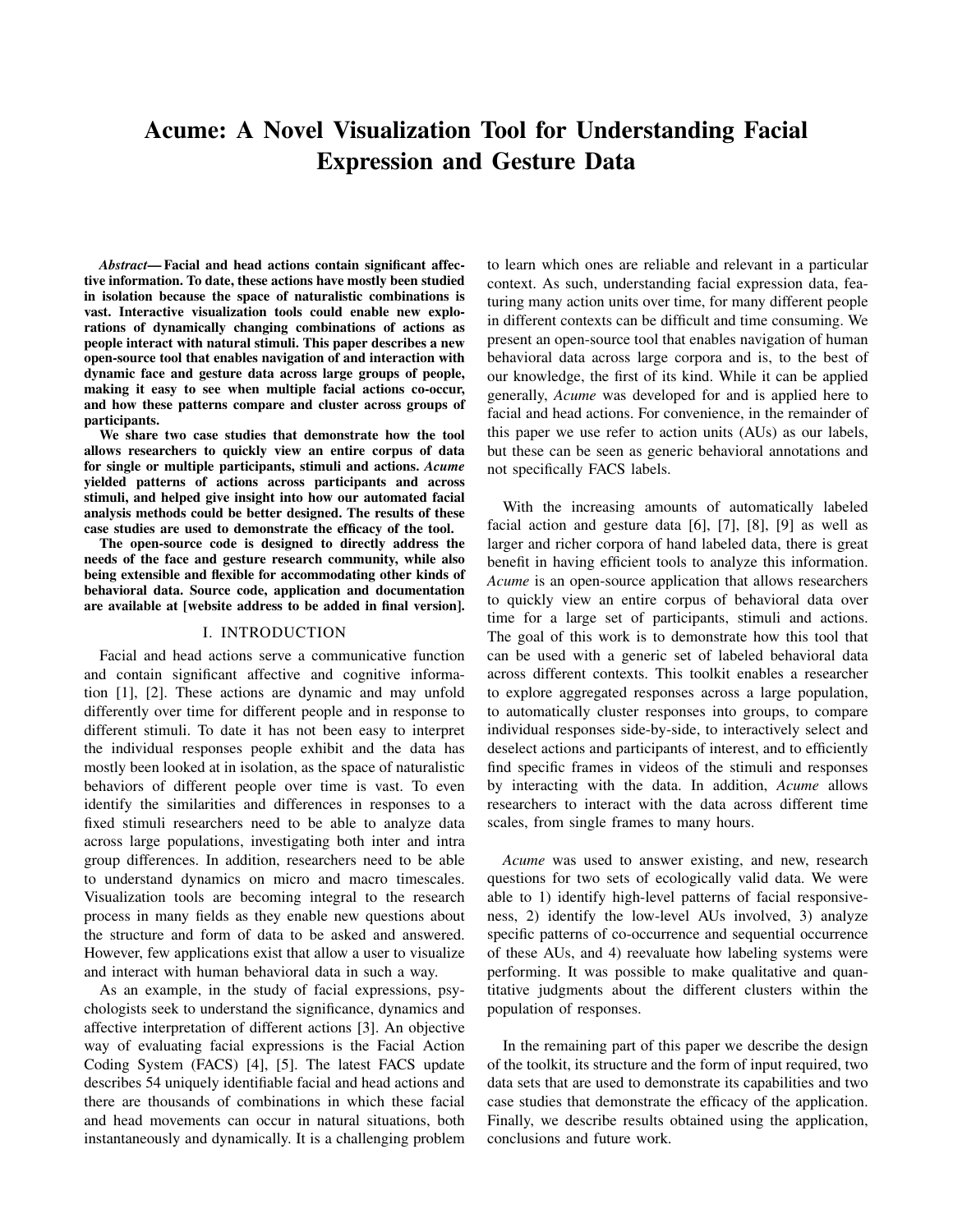// Acume: A Novel Visualization Tool for Understanding Facial Expression and Gesture Data

*Abstract*— **Facial and head actions contain significant affective information. To date, these actions have mostly been studied in isolation because the space of naturalistic combinations is vast. Interactive visualization tools could enable new explorations of dynamically changing combinations of actions as people interact with natural stimuli. This paper describes a new open-source tool that enables navigation of and interaction with dynamic face and gesture data across large groups of people, making it easy to see when multiple facial actions co-occur, and how these patterns compare and cluster across groups of participants.**

**We share two case studies that demonstrate how the tool allows researchers to quickly view an entire corpus of data for single or multiple participants, stimuli and actions. *Acume* yielded patterns of actions across participants and across stimuli, and helped give insight into how our automated facial analysis methods could be better designed. The results of these case studies are used to demonstrate the efficacy of the tool.**

**The open-source code is designed to directly address the needs of the face and gesture research community, while also being extensible and flexible for accommodating other kinds of behavioral data. Source code, application and documentation are available at [website address to be added in final version].**

## I. INTRODUCTION

Facial and head actions serve a communicative function and contain significant affective and cognitive information [1], [2]. These actions are dynamic and may unfold differently over time for different people and in response to different stimuli. To date it has not been easy to interpret the individual responses people exhibit and the data has mostly been looked at in isolation, as the space of naturalistic behaviors of different people over time is vast. To even identify the similarities and differences in responses to a fixed stimuli researchers need to be able to analyze data across large populations, investigating both inter and intra group differences. In addition, researchers need to be able to understand dynamics on micro and macro timescales. Visualization tools are becoming integral to the research process in many fields as they enable new questions about the structure and form of data to be asked and answered. However, few applications exist that allow a user to visualize and interact with human behavioral data in such a way.

As an example, in the study of facial expressions, psychologists seek to understand the significance, dynamics and affective interpretation of different actions [3]. An objective way of evaluating facial expressions is the Facial Action Coding System (FACS) [4], [5]. The latest FACS update describes 54 uniquely identifiable facial and head actions and there are thousands of combinations in which these facial and head movements can occur in natural situations, both instantaneously and dynamically. It is a challenging problem to learn which ones are reliable and relevant in a particular context. As such, understanding facial expression data, featuring many action units over time, for many different people in different contexts can be difficult and time consuming. We present an open-source tool that enables navigation of human behavioral data across large corpora and is, to the best of our knowledge, the first of its kind. While it can be applied generally, *Acume* was developed for and is applied here to facial and head actions. For convenience, in the remainder of this paper we use refer to action units (AUs) as our labels, but these can be seen as generic behavioral annotations and not specifically FACS labels.

With the increasing amounts of automatically labeled facial action and gesture data [6], [7], [8], [9] as well as larger and richer corpora of hand labeled data, there is great benefit in having efficient tools to analyze this information. *Acume* is an open-source application that allows researchers to quickly view an entire corpus of behavioral data over time for a large set of participants, stimuli and actions. The goal of this work is to demonstrate how this tool that can be used with a generic set of labeled behavioral data across different contexts. This toolkit enables a researcher to explore aggregated responses across a large population, to automatically cluster responses into groups, to compare individual responses side-by-side, to interactively select and deselect actions and participants of interest, and to efficiently find specific frames in videos of the stimuli and responses by interacting with the data. In addition, *Acume* allows researchers to interact with the data across different time scales, from single frames to many hours.

*Acume* was used to answer existing, and new, research questions for two sets of ecologically valid data. We were able to 1) identify high-level patterns of facial responsiveness, 2) identify the low-level AUs involved, 3) analyze specific patterns of co-occurrence and sequential occurrence of these AUs, and 4) reevaluate how labeling systems were performing. It was possible to make qualitative and quantitative judgments about the different clusters within the population of responses.

In the remaining part of this paper we describe the design of the toolkit, its structure and the form of input required, two data sets that are used to demonstrate its capabilities and two case studies that demonstrate the efficacy of the application. Finally, we describe results obtained using the application, conclusions and future work.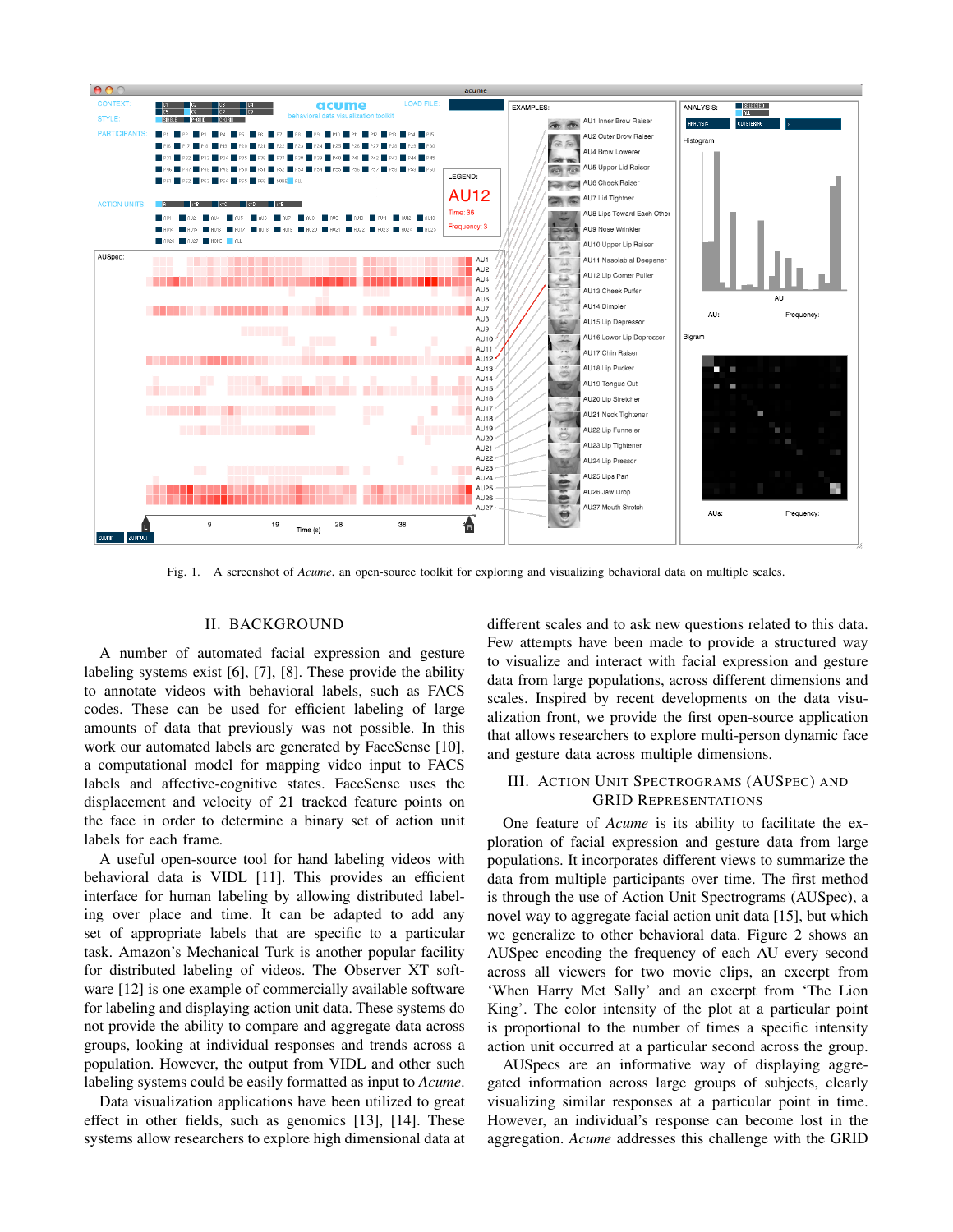Fig. 1. A screenshot of *Acume*, an open-source toolkit for exploring and visualizing behavioral data on multiple scales.

## II. BACKGROUND

A number of automated facial expression and gesture labeling systems exist [6], [7], [8]. These provide the ability to annotate videos with behavioral labels, such as FACS codes. These can be used for efficient labeling of large amounts of data that previously was not possible. In this work our automated labels are generated by FaceSense [10], a computational model for mapping video input to FACS labels and affective-cognitive states. FaceSense uses the displacement and velocity of 21 tracked feature points on the face in order to determine a binary set of action unit labels for each frame.

A useful open-source tool for hand labeling videos with behavioral data is VIDL [11]. This provides an efficient interface for human labeling by allowing distributed labeling over place and time. It can be adapted to add any set of appropriate labels that are specific to a particular task. Amazon's Mechanical Turk is another popular facility for distributed labeling of videos. The Observer XT software [12] is one example of commercially available software for labeling and displaying action unit data. These systems do not provide the ability to compare and aggregate data across groups, looking at individual responses and trends across a population. However, the output from VIDL and other such labeling systems could be easily formatted as input to *Acume*.

Data visualization applications have been utilized to great effect in other fields, such as genomics [13], [14]. These systems allow researchers to explore high dimensional data at different scales and to ask new questions related to this data. Few attempts have been made to provide a structured way to visualize and interact with facial expression and gesture data from large populations, across different dimensions and scales. Inspired by recent developments on the data visualization front, we provide the first open-source application that allows researchers to explore multi-person dynamic face and gesture data across multiple dimensions.

## III. ACTION UNIT SPECTROGRAMS (AUSPEC) AND GRID REPRESENTATIONS

One feature of *Acume* is its ability to facilitate the exploration of facial expression and gesture data from large populations. It incorporates different views to summarize the data from multiple participants over time. The first method is through the use of Action Unit Spectrograms (AUSpec), a novel way to aggregate facial action unit data [15], but which we generalize to other behavioral data. Figure 2 shows an AUSpec encoding the frequency of each AU every second across all viewers for two movie clips, an excerpt from 'When Harry Met Sally' and an excerpt from 'The Lion King'. The color intensity of the plot at a particular point is proportional to the number of times a specific intensity action unit occurred at a particular second across the group.

AUSpecs are an informative way of displaying aggregated information across large groups of subjects, clearly visualizing similar responses at a particular point in time. However, an individual's response can become lost in the aggregation. *Acume* addresses this challenge with the GRID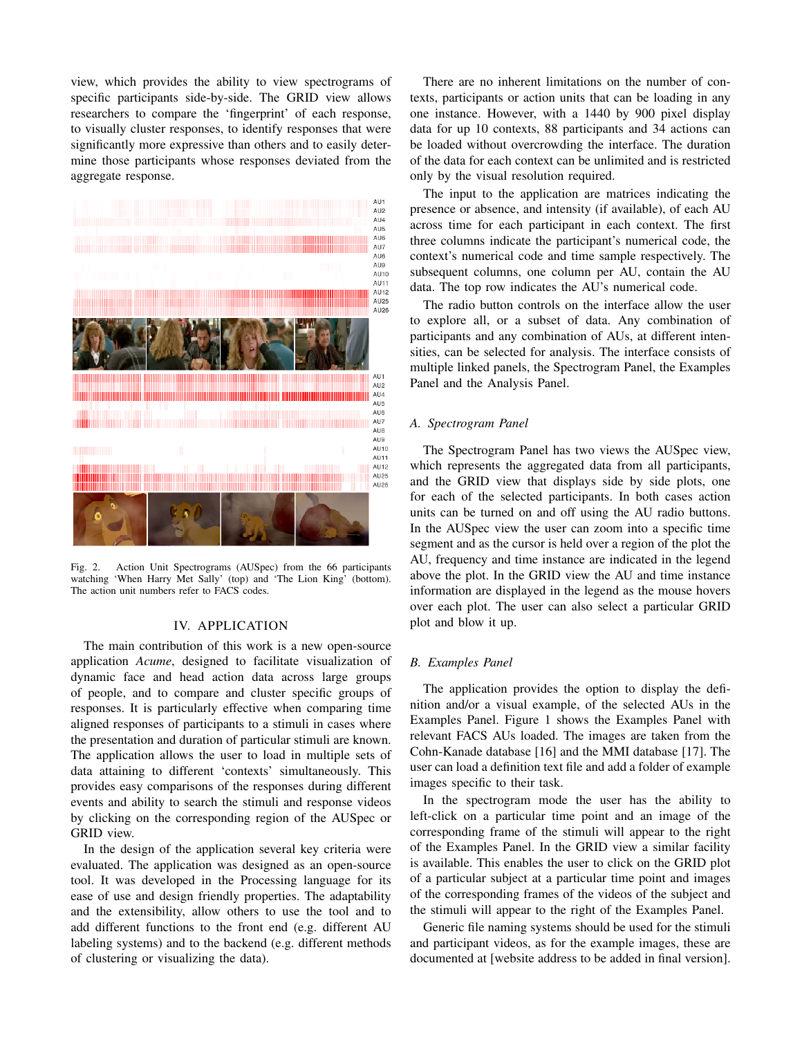view, which provides the ability to view spectrograms of specific participants side-by-side. The GRID view allows researchers to compare the 'fingerprint' of each response, to visually cluster responses, to identify responses that were significantly more expressive than others and to easily determine those participants whose responses deviated from the aggregate response.

AU1
AU2
AU4
AU5
AU6
AU7
AU8
AU9
AU10
AU11
AU12
AU25
AU26

AU1
AU2
AU4
AU5
AU6
AU7
AU8
AU9
AU10
AU11
AU12
AU25
AU26

Fig. 2. Action Unit Spectrograms (AUSpec) from the 66 participants watching 'When Harry Met Sally' (top) and 'The Lion King' (bottom). The action unit numbers refer to FACS codes.

## IV. APPLICATION

The main contribution of this work is a new open-source application *Acume*, designed to facilitate visualization of dynamic face and head action data across large groups of people, and to compare and cluster specific groups of responses. It is particularly effective when comparing time aligned responses of participants to a stimuli in cases where the presentation and duration of particular stimuli are known. The application allows the user to load in multiple sets of data attaining to different 'contexts' simultaneously. This provides easy comparisons of the responses during different events and ability to search the stimuli and response videos by clicking on the corresponding region of the AUSpec or GRID view.

In the design of the application several key criteria were evaluated. The application was designed as an open-source tool. It was developed in the Processing language for its ease of use and design friendly properties. The adaptability and the extensibility, allow others to use the tool and to add different functions to the front end (e.g. different AU labeling systems) and to the backend (e.g. different methods of clustering or visualizing the data).

There are no inherent limitations on the number of contexts, participants or action units that can be loading in any one instance. However, with a 1440 by 900 pixel display data for up 10 contexts, 88 participants and 34 actions can be loaded without overcrowding the interface. The duration of the data for each context can be unlimited and is restricted only by the visual resolution required.

The input to the application are matrices indicating the presence or absence, and intensity (if available), of each AU across time for each participant in each context. The first three columns indicate the participant's numerical code, the context's numerical code and time sample respectively. The subsequent columns, one column per AU, contain the AU data. The top row indicates the AU's numerical code.

The radio button controls on the interface allow the user to explore all, or a subset of data. Any combination of participants and any combination of AUs, at different intensities, can be selected for analysis. The interface consists of multiple linked panels, the Spectrogram Panel, the Examples Panel and the Analysis Panel.

### A. Spectrogram Panel

The Spectrogram Panel has two views the AUSpec view, which represents the aggregated data from all participants, and the GRID view that displays side by side plots, one for each of the selected participants. In both cases action units can be turned on and off using the AU radio buttons. In the AUSpec view the user can zoom into a specific time segment and as the cursor is held over a region of the plot the AU, frequency and time instance are indicated in the legend above the plot. In the GRID view the AU and time instance information are displayed in the legend as the mouse hovers over each plot. The user can also select a particular GRID plot and blow it up.

### B. Examples Panel

The application provides the option to display the definition and/or a visual example, of the selected AUs in the Examples Panel. Figure 1 shows the Examples Panel with relevant FACS AUs loaded. The images are taken from the Cohn-Kanade database [16] and the MMI database [17]. The user can load a definition text file and add a folder of example images specific to their task.

In the spectrogram mode the user has the ability to left-click on a particular time point and an image of the corresponding frame of the stimuli will appear to the right of the Examples Panel. In the GRID view a similar facility is available. This enables the user to click on the GRID plot of a particular subject at a particular time point and images of the corresponding frames of the videos of the subject and the stimuli will appear to the right of the Examples Panel.

Generic file naming systems should be used for the stimuli and participant videos, as for the example images, these are documented at [website address to be added in final version].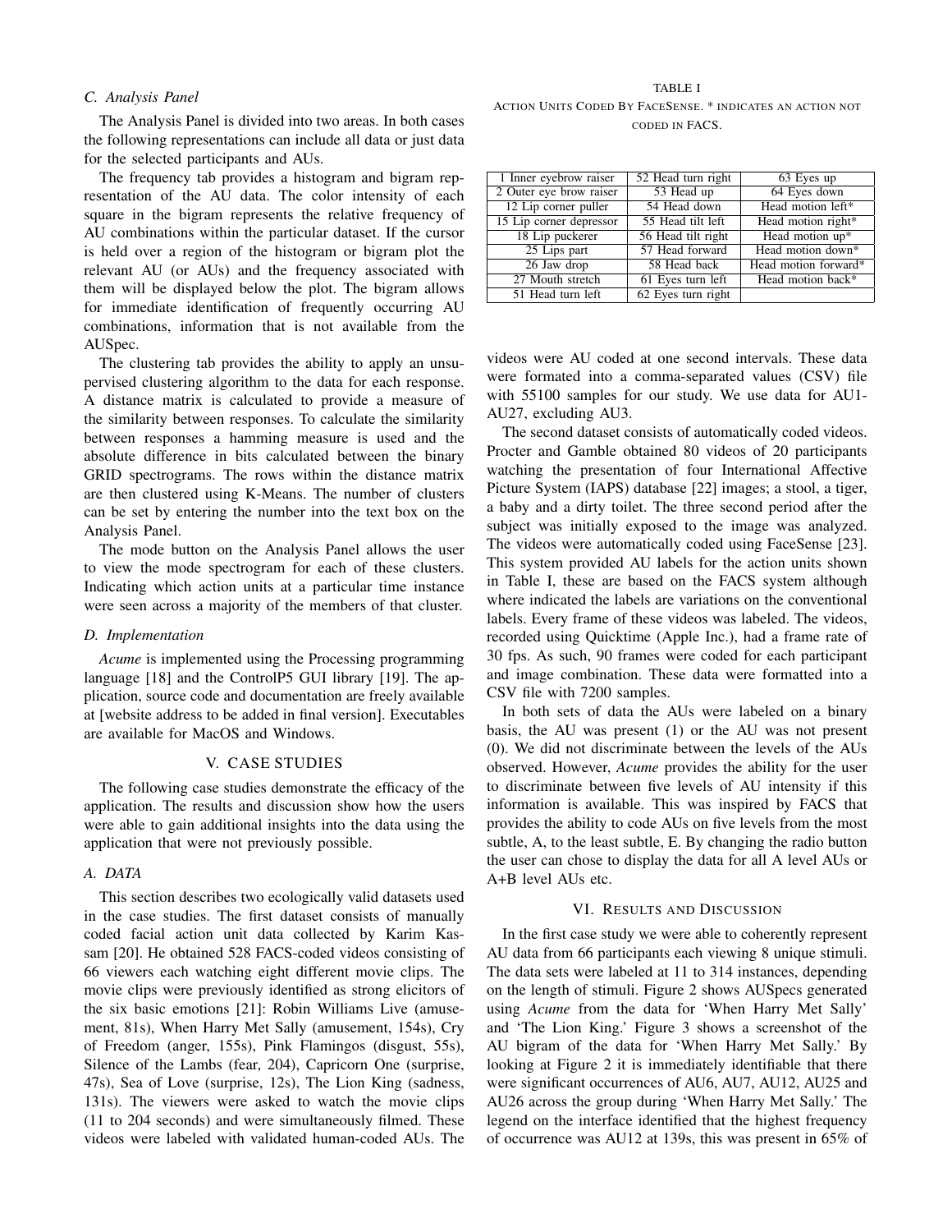### C. Analysis Panel

The Analysis Panel is divided into two areas. In both cases the following representations can include all data or just data for the selected participants and AUs.

The frequency tab provides a histogram and bigram representation of the AU data. The color intensity of each square in the bigram represents the relative frequency of AU combinations within the particular dataset. If the cursor is held over a region of the histogram or bigram plot the relevant AU (or AUs) and the frequency associated with them will be displayed below the plot. The bigram allows for immediate identification of frequently occurring AU combinations, information that is not available from the AUSpec.

The clustering tab provides the ability to apply an unsupervised clustering algorithm to the data for each response. A distance matrix is calculated to provide a measure of the similarity between responses. To calculate the similarity between responses a hamming measure is used and the absolute difference in bits calculated between the binary GRID spectrograms. The rows within the distance matrix are then clustered using K-Means. The number of clusters can be set by entering the number into the text box on the Analysis Panel.

The mode button on the Analysis Panel allows the user to view the mode spectrogram for each of these clusters. Indicating which action units at a particular time instance were seen across a majority of the members of that cluster.

### D. Implementation

*Acume* is implemented using the Processing programming language [18] and the ControlP5 GUI library [19]. The application, source code and documentation are freely available at [website address to be added in final version]. Executables are available for MacOS and Windows.

## V. CASE STUDIES

The following case studies demonstrate the efficacy of the application. The results and discussion show how the users were able to gain additional insights into the data using the application that were not previously possible.

### A. DATA

This section describes two ecologically valid datasets used in the case studies. The first dataset consists of manually coded facial action unit data collected by Karim Kassam [20]. He obtained 528 FACS-coded videos consisting of 66 viewers each watching eight different movie clips. The movie clips were previously identified as strong elicitors of the six basic emotions [21]: Robin Williams Live (amusement, 81s), When Harry Met Sally (amusement, 154s), Cry of Freedom (anger, 155s), Pink Flamingos (disgust, 55s), Silence of the Lambs (fear, 204), Capricorn One (surprise, 47s), Sea of Love (surprise, 12s), The Lion King (sadness, 131s). The viewers were asked to watch the movie clips (11 to 204 seconds) and were simultaneously filmed. These videos were labeled with validated human-coded AUs. The videos were AU coded at one second intervals. These data were formatted into a comma-separated values (CSV) file with 55100 samples for our study. We use data for AU1-AU27, excluding AU3.

TABLE I
ACTION UNITS CODED BY FACESENSE. * INDICATES AN ACTION NOT CODED IN FACS.

| | | |
|---|---|---|
| 1 Inner eyebrow raiser | 52 Head turn right | 63 Eyes up |
| 2 Outer eye brow raiser | 53 Head up | 64 Eyes down |
| 12 Lip corner puller | 54 Head down | Head motion left* |
| 15 Lip corner depressor | 55 Head tilt left | Head motion right* |
| 18 Lip puckerer | 56 Head tilt right | Head motion up* |
| 25 Lips part | 57 Head forward | Head motion down* |
| 26 Jaw drop | 58 Head back | Head motion forward* |
| 27 Mouth stretch | 61 Eyes turn left | Head motion back* |
| 51 Head turn left | 62 Eyes turn right | |

The second dataset consists of automatically coded videos. Procter and Gamble obtained 80 videos of 20 participants watching the presentation of four International Affective Picture System (IAPS) database [22] images; a stool, a tiger, a baby and a dirty toilet. The three second period after the subject was initially exposed to the image was analyzed. The videos were automatically coded using FaceSense [23]. This system provided AU labels for the action units shown in Table I, these are based on the FACS system although where indicated the labels are variations on the conventional labels. Every frame of these videos was labeled. The videos, recorded using Quicktime (Apple Inc.), had a frame rate of 30 fps. As such, 90 frames were coded for each participant and image combination. These data were formatted into a CSV file with 7200 samples.

In both sets of data the AUs were labeled on a binary basis, the AU was present (1) or the AU was not present (0). We did not discriminate between the levels of the AUs observed. However, *Acume* provides the ability for the user to discriminate between five levels of AU intensity if this information is available. This was inspired by FACS that provides the ability to code AUs on five levels from the most subtle, A, to the least subtle, E. By changing the radio button the user can chose to display the data for all A level AUs or A+B level AUs etc.

## VI. RESULTS AND DISCUSSION

In the first case study we were able to coherently represent AU data from 66 participants each viewing 8 unique stimuli. The data sets were labeled at 11 to 314 instances, depending on the length of stimuli. Figure 2 shows AUSpecs generated using *Acume* from the data for 'When Harry Met Sally' and 'The Lion King.' Figure 3 shows a screenshot of the AU bigram of the data for 'When Harry Met Sally.' By looking at Figure 2 it is immediately identifiable that there were significant occurrences of AU6, AU7, AU12, AU25 and AU26 across the group during 'When Harry Met Sally.' The legend on the interface identified that the highest frequency of occurrence was AU12 at 139s, this was present in 65% of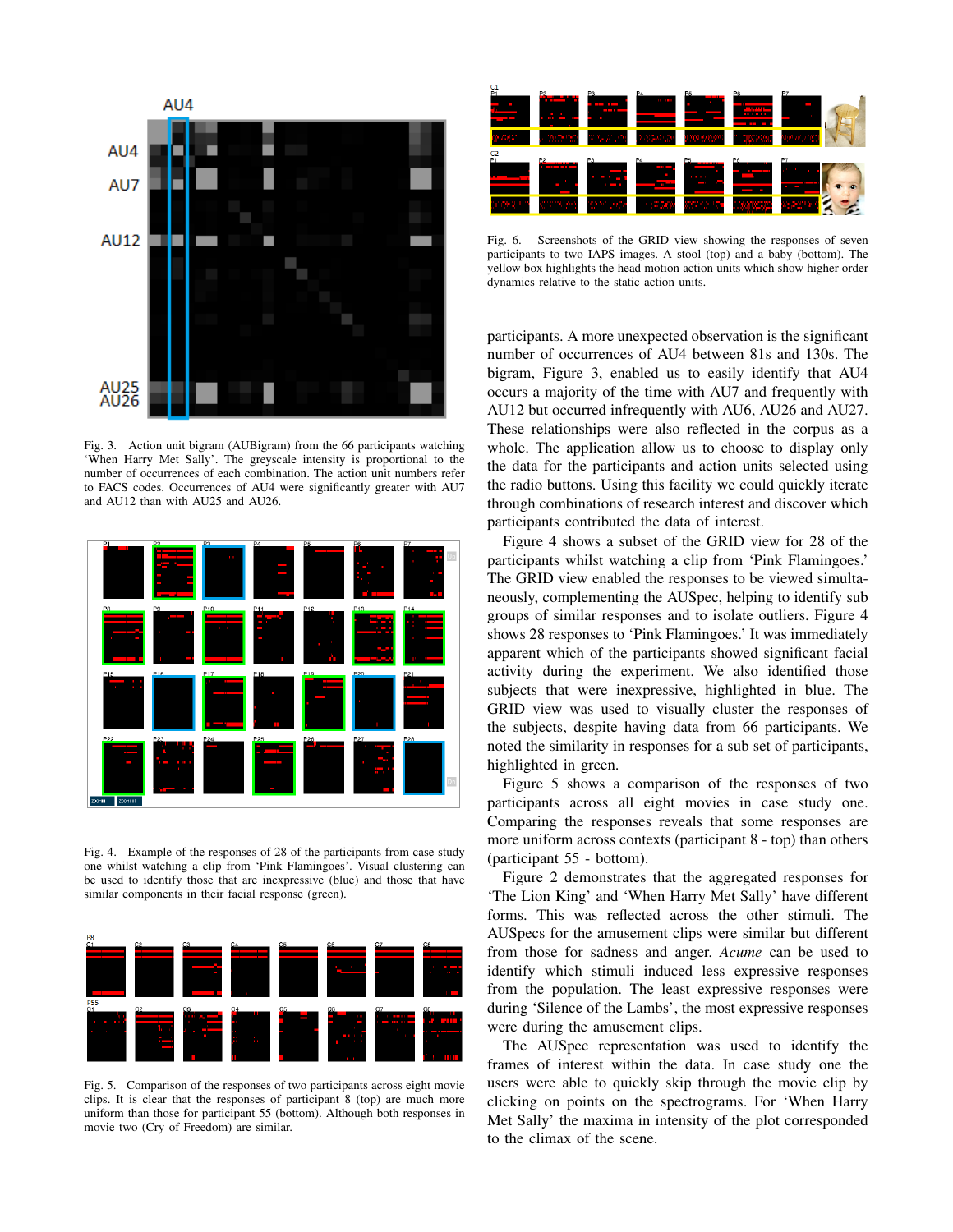Fig. 3. Action unit bigram (AUBigram) from the 66 participants watching 'When Harry Met Sally'. The greyscale intensity is proportional to the number of occurrences of each combination. The action unit numbers refer to FACS codes. Occurrences of AU4 were significantly greater with AU7 and AU12 than with AU25 and AU26.

Fig. 4. Example of the responses of 28 of the participants from case study one whilst watching a clip from 'Pink Flamingoes'. Visual clustering can be used to identify those that are inexpressive (blue) and those that have similar components in their facial response (green).

Fig. 5. Comparison of the responses of two participants across eight movie clips. It is clear that the responses of participant 8 (top) are much more uniform than those for participant 55 (bottom). Although both responses in movie two (Cry of Freedom) are similar.

Fig. 6. Screenshots of the GRID view showing the responses of seven participants to two IAPS images. A stool (top) and a baby (bottom). The yellow box highlights the head motion action units which show higher order dynamics relative to the static action units.

participants. A more unexpected observation is the significant number of occurrences of AU4 between 81s and 130s. The bigram, Figure 3, enabled us to easily identify that AU4 occurs a majority of the time with AU7 and frequently with AU12 but occurred infrequently with AU6, AU26 and AU27. These relationships were also reflected in the corpus as a whole. The application allow us to choose to display only the data for the participants and action units selected using the radio buttons. Using this facility we could quickly iterate through combinations of research interest and discover which participants contributed the data of interest.

Figure 4 shows a subset of the GRID view for 28 of the participants whilst watching a clip from 'Pink Flamingoes.' The GRID view enabled the responses to be viewed simultaneously, complementing the AUSpec, helping to identify sub groups of similar responses and to isolate outliers. Figure 4 shows 28 responses to 'Pink Flamingoes.' It was immediately apparent which of the participants showed significant facial activity during the experiment. We also identified those subjects that were inexpressive, highlighted in blue. The GRID view was used to visually cluster the responses of the subjects, despite having data from 66 participants. We noted the similarity in responses for a sub set of participants, highlighted in green.

Figure 5 shows a comparison of the responses of two participants across all eight movies in case study one. Comparing the responses reveals that some responses are more uniform across contexts (participant 8 - top) than others (participant 55 - bottom).

Figure 2 demonstrates that the aggregated responses for 'The Lion King' and 'When Harry Met Sally' have different forms. This was reflected across the other stimuli. The AUSpecs for the amusement clips were similar but different from those for sadness and anger. *Acume* can be used to identify which stimuli induced less expressive responses from the population. The least expressive responses were during 'Silence of the Lambs', the most expressive responses were during the amusement clips.

The AUSpec representation was used to identify the frames of interest within the data. In case study one the users were able to quickly skip through the movie clip by clicking on points on the spectrograms. For 'When Harry Met Sally' the maxima in intensity of the plot corresponded to the climax of the scene.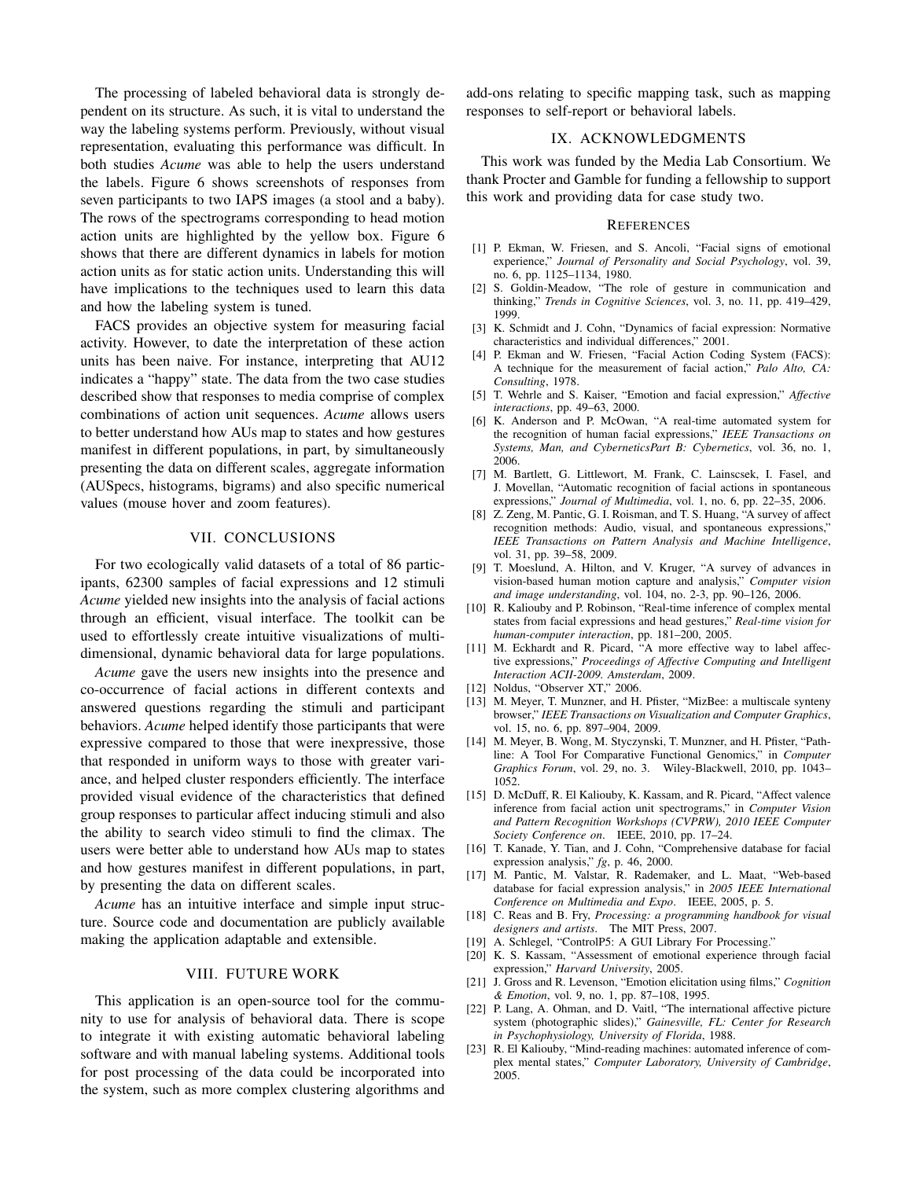The processing of labeled behavioral data is strongly dependent on its structure. As such, it is vital to understand the way the labeling systems perform. Previously, without visual representation, evaluating this performance was difficult. In both studies *Acume* was able to help the users understand the labels. Figure 6 shows screenshots of responses from seven participants to two IAPS images (a stool and a baby). The rows of the spectrograms corresponding to head motion action units are highlighted by the yellow box. Figure 6 shows that there are different dynamics in labels for motion action units as for static action units. Understanding this will have implications to the techniques used to learn this data and how the labeling system is tuned.

FACS provides an objective system for measuring facial activity. However, to date the interpretation of these action units has been naive. For instance, interpreting that AU12 indicates a "happy" state. The data from the two case studies described show that responses to media comprise of complex combinations of action unit sequences. *Acume* allows users to better understand how AUs map to states and how gestures manifest in different populations, in part, by simultaneously presenting the data on different scales, aggregate information (AUSpecs, histograms, bigrams) and also specific numerical values (mouse hover and zoom features).

## VII. CONCLUSIONS

For two ecologically valid datasets of a total of 86 participants, 62300 samples of facial expressions and 12 stimuli *Acume* yielded new insights into the analysis of facial actions through an efficient, visual interface. The toolkit can be used to effortlessly create intuitive visualizations of multi-dimensional, dynamic behavioral data for large populations.

*Acume* gave the users new insights into the presence and co-occurrence of facial actions in different contexts and answered questions regarding the stimuli and participant behaviors. *Acume* helped identify those participants that were expressive compared to those that were inexpressive, those that responded in uniform ways to those with greater variance, and helped cluster responders efficiently. The interface provided visual evidence of the characteristics that defined group responses to particular affect inducing stimuli and also the ability to search video stimuli to find the climax. The users were better able to understand how AUs map to states and how gestures manifest in different populations, in part, by presenting the data on different scales.

*Acume* has an intuitive interface and simple input structure. Source code and documentation are publicly available making the application adaptable and extensible.

## VIII. FUTURE WORK

This application is an open-source tool for the community to use for analysis of behavioral data. There is scope to integrate it with existing automatic behavioral labeling software and with manual labeling systems. Additional tools for post processing of the data could be incorporated into the system, such as more complex clustering algorithms and add-ons relating to specific mapping task, such as mapping responses to self-report or behavioral labels.

## IX. ACKNOWLEDGMENTS

This work was funded by the Media Lab Consortium. We thank Procter and Gamble for funding a fellowship to support this work and providing data for case study two.

## REFERENCES

[1] P. Ekman, W. Friesen, and S. Ancoli, "Facial signs of emotional experience," *Journal of Personality and Social Psychology*, vol. 39, no. 6, pp. 1125–1134, 1980.

[2] S. Goldin-Meadow, "The role of gesture in communication and thinking," *Trends in Cognitive Sciences*, vol. 3, no. 11, pp. 419–429, 1999.

[3] K. Schmidt and J. Cohn, "Dynamics of facial expression: Normative characteristics and individual differences," 2001.

[4] P. Ekman and W. Friesen, "Facial Action Coding System (FACS): A technique for the measurement of facial action," *Palo Alto, CA: Consulting*, 1978.

[5] T. Wehrle and S. Kaiser, "Emotion and facial expression," *Affective interactions*, pp. 49–63, 2000.

[6] K. Anderson and P. McOwan, "A real-time automated system for the recognition of human facial expressions," *IEEE Transactions on Systems, Man, and CyberneticsPart B: Cybernetics*, vol. 36, no. 1, 2006.

[7] M. Bartlett, G. Littlewort, M. Frank, C. Lainscsek, I. Fasel, and J. Movellan, "Automatic recognition of facial actions in spontaneous expressions," *Journal of Multimedia*, vol. 1, no. 6, pp. 22–35, 2006.

[8] Z. Zeng, M. Pantic, G. I. Roisman, and T. S. Huang, "A survey of affect recognition methods: Audio, visual, and spontaneous expressions," *IEEE Transactions on Pattern Analysis and Machine Intelligence*, vol. 31, pp. 39–58, 2009.

[9] T. Moeslund, A. Hilton, and V. Kruger, "A survey of advances in vision-based human motion capture and analysis," *Computer vision and image understanding*, vol. 104, no. 2-3, pp. 90–126, 2006.

[10] R. Kaliouby and P. Robinson, "Real-time inference of complex mental states from facial expressions and head gestures," *Real-time vision for human-computer interaction*, pp. 181–200, 2005.

[11] M. Eckhardt and R. Picard, "A more effective way to label affective expressions," *Proceedings of Affective Computing and Intelligent Interaction ACII-2009. Amsterdam*, 2009.

[12] Noldus, "Observer XT," 2006.

[13] M. Meyer, T. Munzner, and H. Pfister, "MizBee: a multiscale synteny browser," *IEEE Transactions on Visualization and Computer Graphics*, vol. 15, no. 6, pp. 897–904, 2009.

[14] M. Meyer, B. Wong, M. Styczynski, T. Munzner, and H. Pfister, "Pathline: A Tool For Comparative Functional Genomics," in *Computer Graphics Forum*, vol. 29, no. 3. Wiley-Blackwell, 2010, pp. 1043–1052.

[15] D. McDuff, R. El Kaliouby, K. Kassam, and R. Picard, "Affect valence inference from facial action unit spectrograms," in *Computer Vision and Pattern Recognition Workshops (CVPRW), 2010 IEEE Computer Society Conference on*. IEEE, 2010, pp. 17–24.

[16] T. Kanade, Y. Tian, and J. Cohn, "Comprehensive database for facial expression analysis," *fg*, p. 46, 2000.

[17] M. Pantic, M. Valstar, R. Rademaker, and L. Maat, "Web-based database for facial expression analysis," in *2005 IEEE International Conference on Multimedia and Expo*. IEEE, 2005, p. 5.

[18] C. Reas and B. Fry, *Processing: a programming handbook for visual designers and artists*. The MIT Press, 2007.

[19] A. Schlegel, "ControlP5: A GUI Library For Processing."

[20] K. S. Kassam, "Assessment of emotional experience through facial expression," *Harvard University*, 2005.

[21] J. Gross and R. Levenson, "Emotion elicitation using films," *Cognition & Emotion*, vol. 9, no. 1, pp. 87–108, 1995.

[22] P. Lang, A. Ohman, and D. Vaitl, "The international affective picture system (photographic slides)," *Gainesville, FL: Center for Research in Psychophysiology, University of Florida*, 1988.

[23] R. El Kaliouby, "Mind-reading machines: automated inference of complex mental states," *Computer Laboratory, University of Cambridge*, 2005.